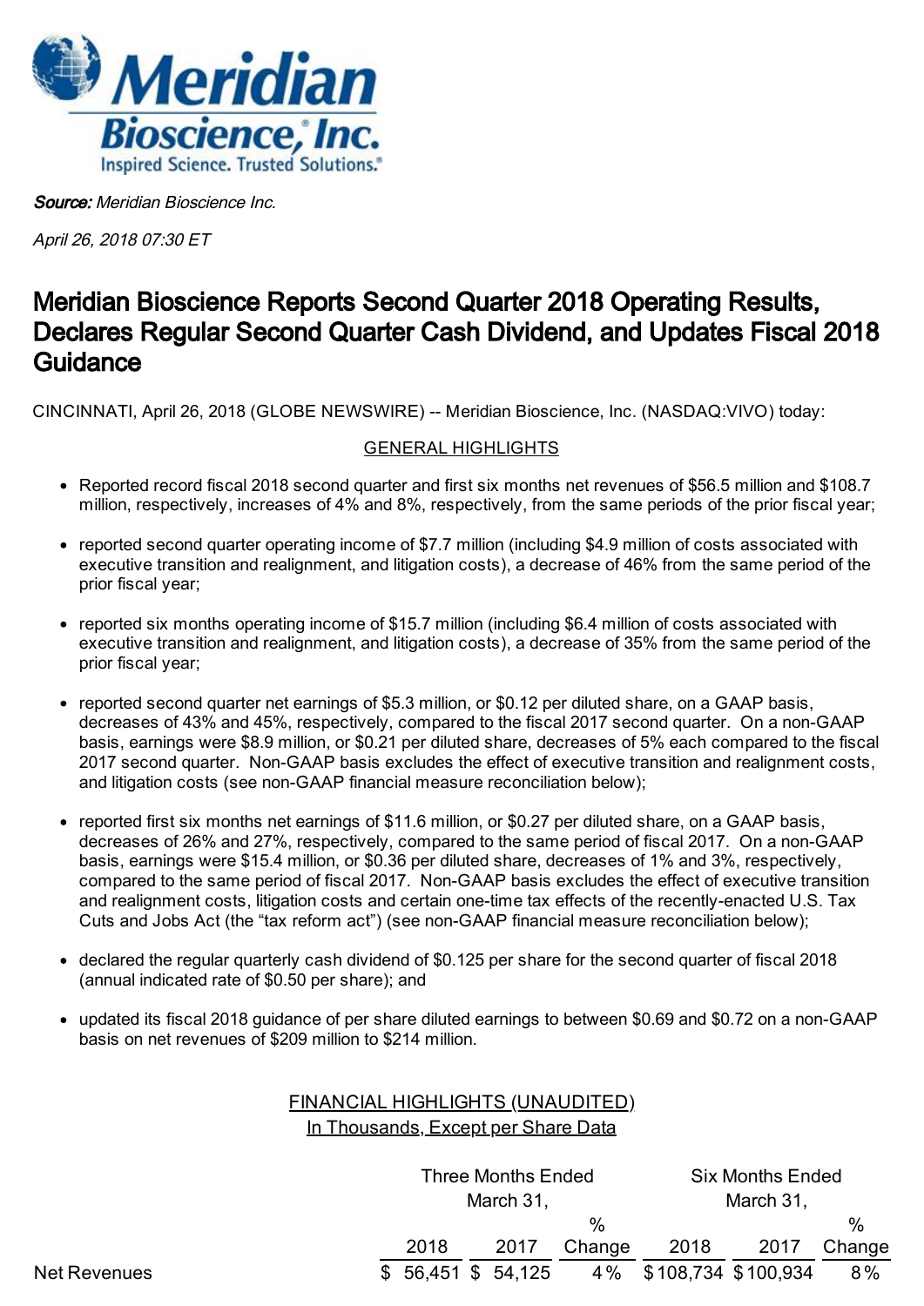**Source:** *Meridian Bioscience Inc.*

*April 26, 2018 07:30 ET*

# Meridian Bioscience Reports Second Quarter 2018 Operating Results, Declares Regular Second Quarter Cash Dividend, and Updates Fiscal 2018 Guidance

CINCINNATI, April 26, 2018 (GLOBE NEWSWIRE) -- Meridian Bioscience, Inc. (NASDAQ:VIVO) today:

## GENERAL HIGHLIGHTS

- Reported record fiscal 2018 second quarter and first six months net revenues of $56.5 million and $108.7 million, respectively, increases of 4% and 8%, respectively, from the same periods of the prior fiscal year;
- reported second quarter operating income of $7.7 million (including $4.9 million of costs associated with executive transition and realignment, and litigation costs), a decrease of 46% from the same period of the prior fiscal year;
- reported six months operating income of $15.7 million (including $6.4 million of costs associated with executive transition and realignment, and litigation costs), a decrease of 35% from the same period of the prior fiscal year;
- reported second quarter net earnings of $5.3 million, or $0.12 per diluted share, on a GAAP basis, decreases of 43% and 45%, respectively, compared to the fiscal 2017 second quarter. On a non-GAAP basis, earnings were $8.9 million, or $0.21 per diluted share, decreases of 5% each compared to the fiscal 2017 second quarter. Non-GAAP basis excludes the effect of executive transition and realignment costs, and litigation costs (see non-GAAP financial measure reconciliation below);
- reported first six months net earnings of $11.6 million, or $0.27 per diluted share, on a GAAP basis, decreases of 26% and 27%, respectively, compared to the same period of fiscal 2017. On a non-GAAP basis, earnings were $15.4 million, or $0.36 per diluted share, decreases of 1% and 3%, respectively, compared to the same period of fiscal 2017. Non-GAAP basis excludes the effect of executive transition and realignment costs, litigation costs and certain one-time tax effects of the recently-enacted U.S. Tax Cuts and Jobs Act (the "tax reform act") (see non-GAAP financial measure reconciliation below);
- declared the regular quarterly cash dividend of $0.125 per share for the second quarter of fiscal 2018 (annual indicated rate of $0.50 per share); and
- updated its fiscal 2018 guidance of per share diluted earnings to between $0.69 and $0.72 on a non-GAAP basis on net revenues of $209 million to $214 million.

## FINANCIAL HIGHLIGHTS (UNAUDITED)
In Thousands, Except per Share Data

| | Three Months Ended March 31, | | | Six Months Ended March 31, | | |
|---|---|---|---|---|---|---|
| | 2018 | 2017 | % Change | 2018 | 2017 | % Change |
| Net Revenues | $ 56,451 | $ 54,125 | 4 % | $ 108,734 | $ 100,934 | 8 % |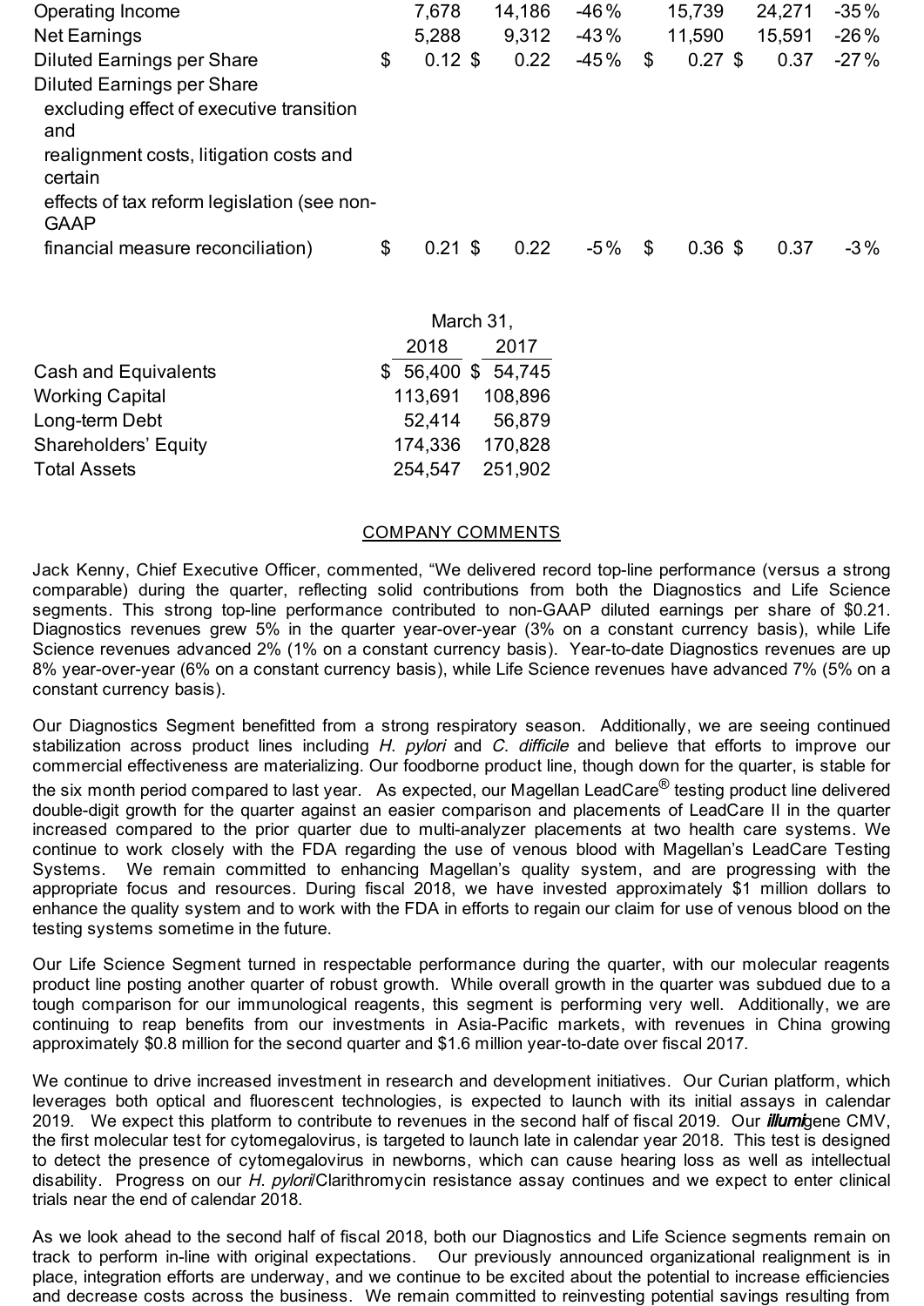| | | | | | | |
|---|---|---|---|---|---|---|
| Operating Income | 7,678 | 14,186 | -46% | 15,739 | 24,271 | -35% |
| Net Earnings | 5,288 | 9,312 | -43% | 11,590 | 15,591 | -26% |
| Diluted Earnings per Share | $ 0.12 | $ 0.22 | -45% | $ 0.27 | $ 0.37 | -27% |
| Diluted Earnings per Share excluding effect of executive transition and realignment costs, litigation costs and certain effects of tax reform legislation (see non-GAAP financial measure reconciliation) | $ 0.21 | $ 0.22 | -5% | $ 0.36 | $ 0.37 | -3% |

| | March 31, 2018 | March 31, 2017 |
|---|---|---|
| Cash and Equivalents | $ 56,400 | $ 54,745 |
| Working Capital | 113,691 | 108,896 |
| Long-term Debt | 52,414 | 56,879 |
| Shareholders' Equity | 174,336 | 170,828 |
| Total Assets | 254,547 | 251,902 |

## COMPANY COMMENTS

Jack Kenny, Chief Executive Officer, commented, "We delivered record top-line performance (versus a strong comparable) during the quarter, reflecting solid contributions from both the Diagnostics and Life Science segments. This strong top-line performance contributed to non-GAAP diluted earnings per share of $0.21. Diagnostics revenues grew 5% in the quarter year-over-year (3% on a constant currency basis), while Life Science revenues advanced 2% (1% on a constant currency basis). Year-to-date Diagnostics revenues are up 8% year-over-year (6% on a constant currency basis), while Life Science revenues have advanced 7% (5% on a constant currency basis).

Our Diagnostics Segment benefitted from a strong respiratory season. Additionally, we are seeing continued stabilization across product lines including *H. pylori* and *C. difficile* and believe that efforts to improve our commercial effectiveness are materializing. Our foodborne product line, though down for the quarter, is stable for the six month period compared to last year. As expected, our Magellan LeadCare® testing product line delivered double-digit growth for the quarter against an easier comparison and placements of LeadCare II in the quarter increased compared to the prior quarter due to multi-analyzer placements at two health care systems. We continue to work closely with the FDA regarding the use of venous blood with Magellan's LeadCare Testing Systems. We remain committed to enhancing Magellan's quality system, and are progressing with the appropriate focus and resources. During fiscal 2018, we have invested approximately $1 million dollars to enhance the quality system and to work with the FDA in efforts to regain our claim for use of venous blood on the testing systems sometime in the future.

Our Life Science Segment turned in respectable performance during the quarter, with our molecular reagents product line posting another quarter of robust growth. While overall growth in the quarter was subdued due to a tough comparison for our immunological reagents, this segment is performing very well. Additionally, we are continuing to reap benefits from our investments in Asia-Pacific markets, with revenues in China growing approximately $0.8 million for the second quarter and $1.6 million year-to-date over fiscal 2017.

We continue to drive increased investment in research and development initiatives. Our Curian platform, which leverages both optical and fluorescent technologies, is expected to launch with its initial assays in calendar 2019. We expect this platform to contribute to revenues in the second half of fiscal 2019. Our ***illumi***gene CMV, the first molecular test for cytomegalovirus, is targeted to launch late in calendar year 2018. This test is designed to detect the presence of cytomegalovirus in newborns, which can cause hearing loss as well as intellectual disability. Progress on our *H. pylori*/Clarithromycin resistance assay continues and we expect to enter clinical trials near the end of calendar 2018.

As we look ahead to the second half of fiscal 2018, both our Diagnostics and Life Science segments remain on track to perform in-line with original expectations. Our previously announced organizational realignment is in place, integration efforts are underway, and we continue to be excited about the potential to increase efficiencies and decrease costs across the business. We remain committed to reinvesting potential savings resulting from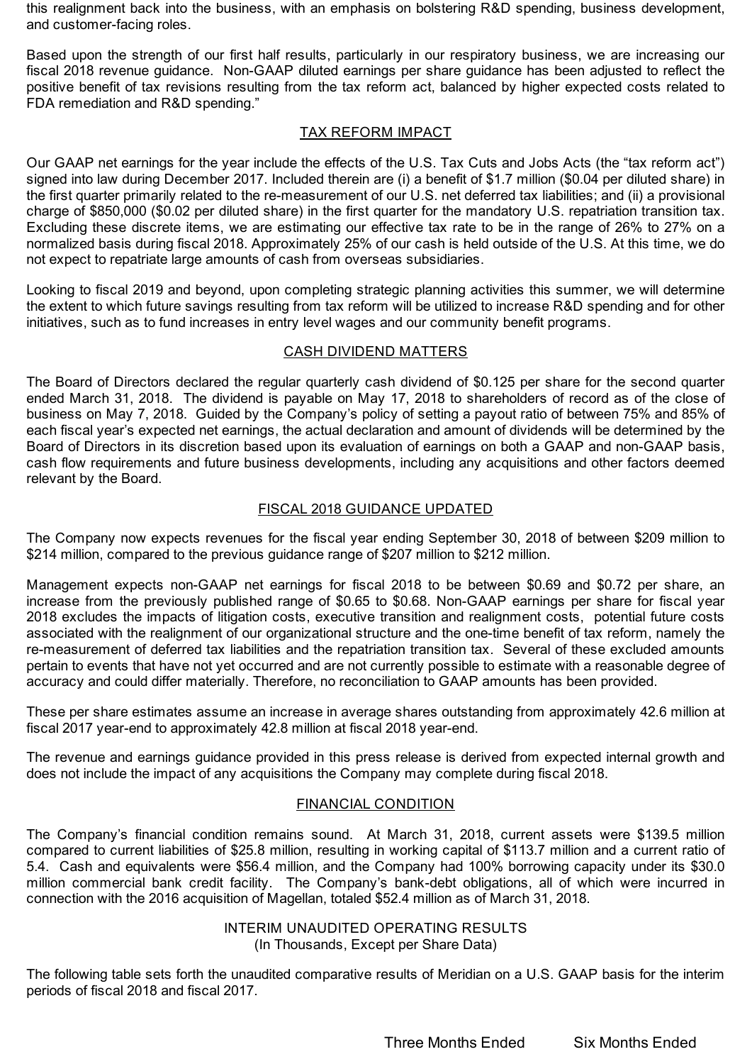this realignment back into the business, with an emphasis on bolstering R&D spending, business development, and customer-facing roles.

Based upon the strength of our first half results, particularly in our respiratory business, we are increasing our fiscal 2018 revenue guidance. Non-GAAP diluted earnings per share guidance has been adjusted to reflect the positive benefit of tax revisions resulting from the tax reform act, balanced by higher expected costs related to FDA remediation and R&D spending."

## TAX REFORM IMPACT

Our GAAP net earnings for the year include the effects of the U.S. Tax Cuts and Jobs Acts (the "tax reform act") signed into law during December 2017. Included therein are (i) a benefit of $1.7 million ($0.04 per diluted share) in the first quarter primarily related to the re-measurement of our U.S. net deferred tax liabilities; and (ii) a provisional charge of $850,000 ($0.02 per diluted share) in the first quarter for the mandatory U.S. repatriation transition tax. Excluding these discrete items, we are estimating our effective tax rate to be in the range of 26% to 27% on a normalized basis during fiscal 2018. Approximately 25% of our cash is held outside of the U.S. At this time, we do not expect to repatriate large amounts of cash from overseas subsidiaries.

Looking to fiscal 2019 and beyond, upon completing strategic planning activities this summer, we will determine the extent to which future savings resulting from tax reform will be utilized to increase R&D spending and for other initiatives, such as to fund increases in entry level wages and our community benefit programs.

## CASH DIVIDEND MATTERS

The Board of Directors declared the regular quarterly cash dividend of $0.125 per share for the second quarter ended March 31, 2018. The dividend is payable on May 17, 2018 to shareholders of record as of the close of business on May 7, 2018. Guided by the Company's policy of setting a payout ratio of between 75% and 85% of each fiscal year's expected net earnings, the actual declaration and amount of dividends will be determined by the Board of Directors in its discretion based upon its evaluation of earnings on both a GAAP and non-GAAP basis, cash flow requirements and future business developments, including any acquisitions and other factors deemed relevant by the Board.

## FISCAL 2018 GUIDANCE UPDATED

The Company now expects revenues for the fiscal year ending September 30, 2018 of between $209 million to $214 million, compared to the previous guidance range of $207 million to $212 million.

Management expects non-GAAP net earnings for fiscal 2018 to be between $0.69 and $0.72 per share, an increase from the previously published range of $0.65 to $0.68. Non-GAAP earnings per share for fiscal year 2018 excludes the impacts of litigation costs, executive transition and realignment costs, potential future costs associated with the realignment of our organizational structure and the one-time benefit of tax reform, namely the re-measurement of deferred tax liabilities and the repatriation transition tax. Several of these excluded amounts pertain to events that have not yet occurred and are not currently possible to estimate with a reasonable degree of accuracy and could differ materially. Therefore, no reconciliation to GAAP amounts has been provided.

These per share estimates assume an increase in average shares outstanding from approximately 42.6 million at fiscal 2017 year-end to approximately 42.8 million at fiscal 2018 year-end.

The revenue and earnings guidance provided in this press release is derived from expected internal growth and does not include the impact of any acquisitions the Company may complete during fiscal 2018.

## FINANCIAL CONDITION

The Company's financial condition remains sound. At March 31, 2018, current assets were $139.5 million compared to current liabilities of $25.8 million, resulting in working capital of $113.7 million and a current ratio of 5.4. Cash and equivalents were $56.4 million, and the Company had 100% borrowing capacity under its $30.0 million commercial bank credit facility. The Company's bank-debt obligations, all of which were incurred in connection with the 2016 acquisition of Magellan, totaled $52.4 million as of March 31, 2018.

## INTERIM UNAUDITED OPERATING RESULTS
(In Thousands, Except per Share Data)

The following table sets forth the unaudited comparative results of Meridian on a U.S. GAAP basis for the interim periods of fiscal 2018 and fiscal 2017.

| | Three Months Ended | Six Months Ended |
|---|---|---|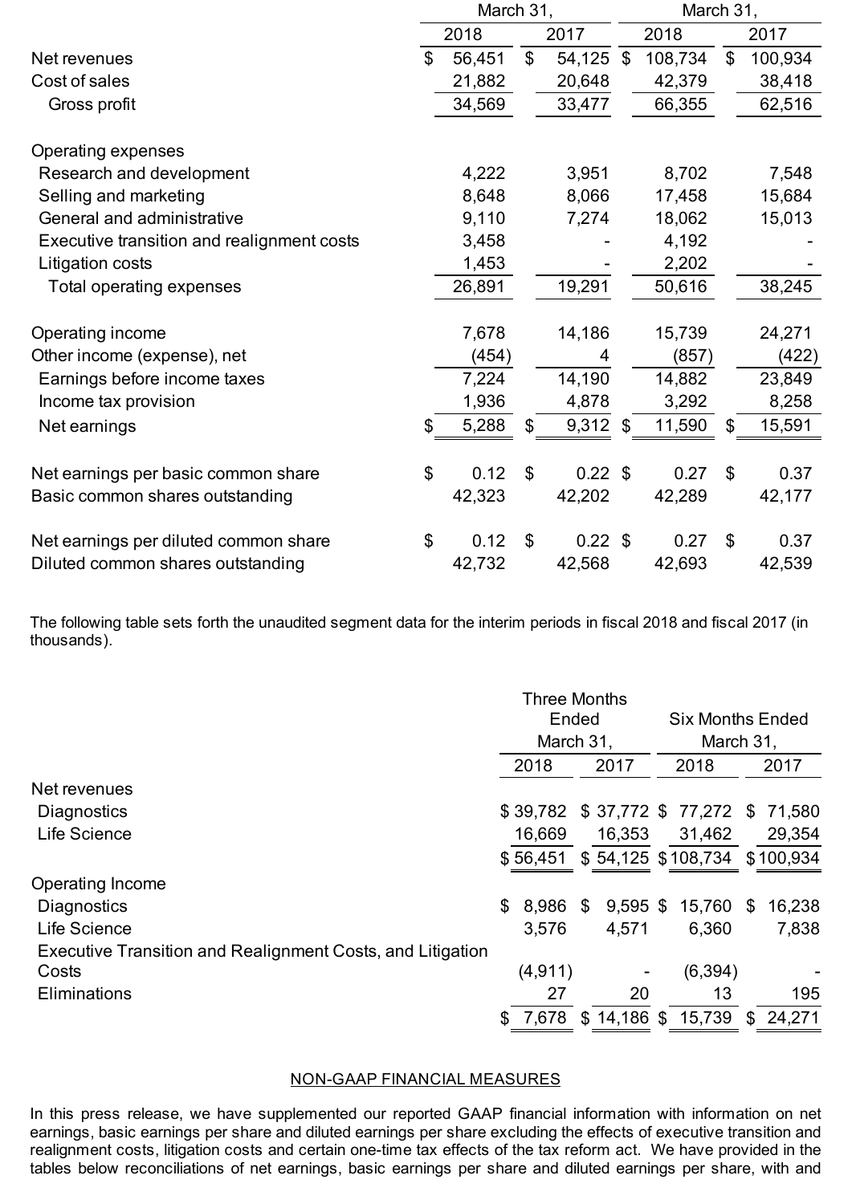| | March 31, | | March 31, | |
|---|---|---|---|---|
| | 2018 | 2017 | 2018 | 2017 |
| Net revenues | $ 56,451 | $ 54,125 | $ 108,734 | $ 100,934 |
| Cost of sales | 21,882 | 20,648 | 42,379 | 38,418 |
| Gross profit | 34,569 | 33,477 | 66,355 | 62,516 |
| | | | | |
| Operating expenses | | | | |
| Research and development | 4,222 | 3,951 | 8,702 | 7,548 |
| Selling and marketing | 8,648 | 8,066 | 17,458 | 15,684 |
| General and administrative | 9,110 | 7,274 | 18,062 | 15,013 |
| Executive transition and realignment costs | 3,458 | - | 4,192 | - |
| Litigation costs | 1,453 | - | 2,202 | - |
| Total operating expenses | 26,891 | 19,291 | 50,616 | 38,245 |
| | | | | |
| Operating income | 7,678 | 14,186 | 15,739 | 24,271 |
| Other income (expense), net | (454) | 4 | (857) | (422) |
| Earnings before income taxes | 7,224 | 14,190 | 14,882 | 23,849 |
| Income tax provision | 1,936 | 4,878 | 3,292 | 8,258 |
| Net earnings | $ 5,288 | $ 9,312 | $ 11,590 | $ 15,591 |
| | | | | |
| Net earnings per basic common share | $ 0.12 | $ 0.22 | $ 0.27 | $ 0.37 |
| Basic common shares outstanding | 42,323 | 42,202 | 42,289 | 42,177 |
| | | | | |
| Net earnings per diluted common share | $ 0.12 | $ 0.22 | $ 0.27 | $ 0.37 |
| Diluted common shares outstanding | 42,732 | 42,568 | 42,693 | 42,539 |

The following table sets forth the unaudited segment data for the interim periods in fiscal 2018 and fiscal 2017 (in thousands).

| | Three Months Ended March 31, | | Six Months Ended March 31, | |
|---|---|---|---|---|
| | 2018 | 2017 | 2018 | 2017 |
| Net revenues | | | | |
| Diagnostics | $ 39,782 | $ 37,772 | $ 77,272 | $ 71,580 |
| Life Science | 16,669 | 16,353 | 31,462 | 29,354 |
| | $ 56,451 | $ 54,125 | $ 108,734 | $ 100,934 |
| Operating Income | | | | |
| Diagnostics | $ 8,986 | $ 9,595 | $ 15,760 | $ 16,238 |
| Life Science | 3,576 | 4,571 | 6,360 | 7,838 |
| Executive Transition and Realignment Costs, and Litigation Costs | (4,911) | - | (6,394) | - |
| Eliminations | 27 | 20 | 13 | 195 |
| | $ 7,678 | $ 14,186 | $ 15,739 | $ 24,271 |

NON-GAAP FINANCIAL MEASURES

In this press release, we have supplemented our reported GAAP financial information with information on net earnings, basic earnings per share and diluted earnings per share excluding the effects of executive transition and realignment costs, litigation costs and certain one-time tax effects of the tax reform act. We have provided in the tables below reconciliations of net earnings, basic earnings per share and diluted earnings per share, with and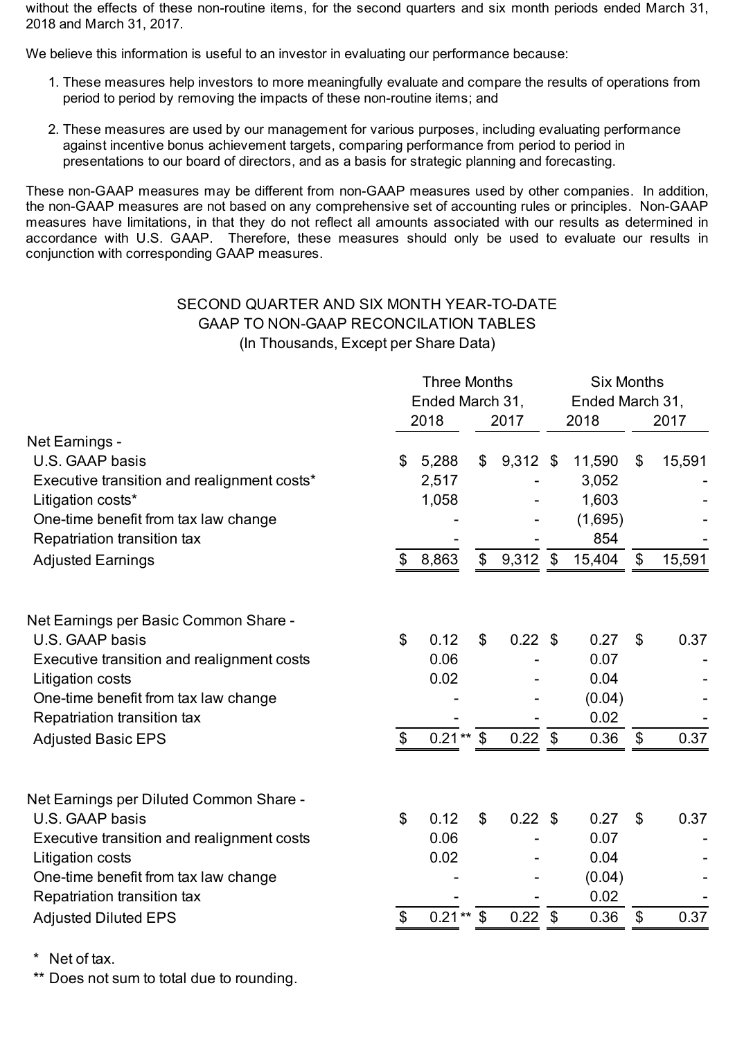without the effects of these non-routine items, for the second quarters and six month periods ended March 31, 2018 and March 31, 2017.

We believe this information is useful to an investor in evaluating our performance because:

1. These measures help investors to more meaningfully evaluate and compare the results of operations from period to period by removing the impacts of these non-routine items; and
2. These measures are used by our management for various purposes, including evaluating performance against incentive bonus achievement targets, comparing performance from period to period in presentations to our board of directors, and as a basis for strategic planning and forecasting.

These non-GAAP measures may be different from non-GAAP measures used by other companies. In addition, the non-GAAP measures are not based on any comprehensive set of accounting rules or principles. Non-GAAP measures have limitations, in that they do not reflect all amounts associated with our results as determined in accordance with U.S. GAAP. Therefore, these measures should only be used to evaluate our results in conjunction with corresponding GAAP measures.

## SECOND QUARTER AND SIX MONTH YEAR-TO-DATE GAAP TO NON-GAAP RECONCILATION TABLES
(In Thousands, Except per Share Data)

| | Three Months Ended March 31, | | Six Months Ended March 31, | |
|---|---|---|---|---|
| | 2018 | 2017 | 2018 | 2017 |
| **Net Earnings -** | | | | |
| U.S. GAAP basis | $ 5,288 | $ 9,312 | $ 11,590 | $ 15,591 |
| Executive transition and realignment costs* | 2,517 | - | 3,052 | - |
| Litigation costs* | 1,058 | - | 1,603 | - |
| One-time benefit from tax law change | - | - | (1,695) | - |
| Repatriation transition tax | - | - | 854 | - |
| Adjusted Earnings | $ 8,863 | $ 9,312 | $ 15,404 | $ 15,591 |
| | | | | |
| **Net Earnings per Basic Common Share -** | | | | |
| U.S. GAAP basis | $ 0.12 | $ 0.22 | $ 0.27 | $ 0.37 |
| Executive transition and realignment costs | 0.06 | - | 0.07 | - |
| Litigation costs | 0.02 | - | 0.04 | - |
| One-time benefit from tax law change | - | - | (0.04) | - |
| Repatriation transition tax | - | - | 0.02 | - |
| Adjusted Basic EPS | $ 0.21** | $ 0.22 | $ 0.36 | $ 0.37 |
| | | | | |
| **Net Earnings per Diluted Common Share -** | | | | |
| U.S. GAAP basis | $ 0.12 | $ 0.22 | $ 0.27 | $ 0.37 |
| Executive transition and realignment costs | 0.06 | - | 0.07 | - |
| Litigation costs | 0.02 | - | 0.04 | - |
| One-time benefit from tax law change | - | - | (0.04) | - |
| Repatriation transition tax | - | - | 0.02 | - |
| Adjusted Diluted EPS | $ 0.21** | $ 0.22 | $ 0.36 | $ 0.37 |

\* Net of tax.

** Does not sum to total due to rounding.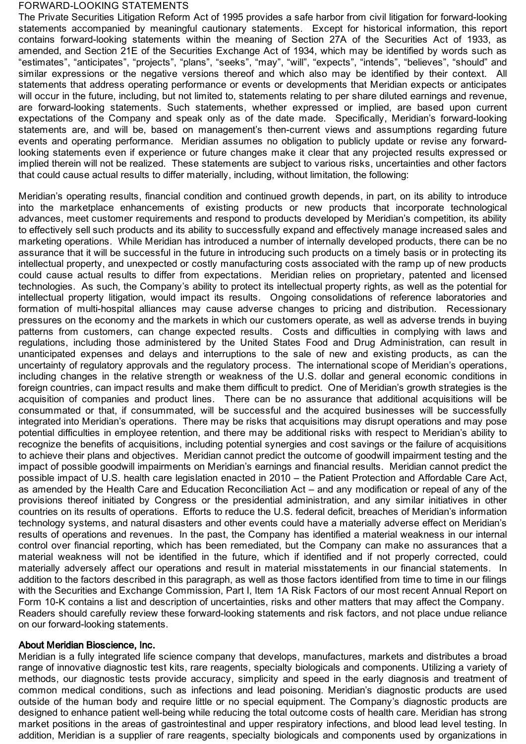FORWARD-LOOKING STATEMENTS

The Private Securities Litigation Reform Act of 1995 provides a safe harbor from civil litigation for forward-looking statements accompanied by meaningful cautionary statements. Except for historical information, this report contains forward-looking statements within the meaning of Section 27A of the Securities Act of 1933, as amended, and Section 21E of the Securities Exchange Act of 1934, which may be identified by words such as "estimates", "anticipates", "projects", "plans", "seeks", "may", "will", "expects", "intends", "believes", "should" and similar expressions or the negative versions thereof and which also may be identified by their context. All statements that address operating performance or events or developments that Meridian expects or anticipates will occur in the future, including, but not limited to, statements relating to per share diluted earnings and revenue, are forward-looking statements. Such statements, whether expressed or implied, are based upon current expectations of the Company and speak only as of the date made. Specifically, Meridian's forward-looking statements are, and will be, based on management's then-current views and assumptions regarding future events and operating performance. Meridian assumes no obligation to publicly update or revise any forward-looking statements even if experience or future changes make it clear that any projected results expressed or implied therein will not be realized. These statements are subject to various risks, uncertainties and other factors that could cause actual results to differ materially, including, without limitation, the following:

Meridian's operating results, financial condition and continued growth depends, in part, on its ability to introduce into the marketplace enhancements of existing products or new products that incorporate technological advances, meet customer requirements and respond to products developed by Meridian's competition, its ability to effectively sell such products and its ability to successfully expand and effectively manage increased sales and marketing operations. While Meridian has introduced a number of internally developed products, there can be no assurance that it will be successful in the future in introducing such products on a timely basis or in protecting its intellectual property, and unexpected or costly manufacturing costs associated with the ramp up of new products could cause actual results to differ from expectations. Meridian relies on proprietary, patented and licensed technologies. As such, the Company's ability to protect its intellectual property rights, as well as the potential for intellectual property litigation, would impact its results. Ongoing consolidations of reference laboratories and formation of multi-hospital alliances may cause adverse changes to pricing and distribution. Recessionary pressures on the economy and the markets in which our customers operate, as well as adverse trends in buying patterns from customers, can change expected results. Costs and difficulties in complying with laws and regulations, including those administered by the United States Food and Drug Administration, can result in unanticipated expenses and delays and interruptions to the sale of new and existing products, as can the uncertainty of regulatory approvals and the regulatory process. The international scope of Meridian's operations, including changes in the relative strength or weakness of the U.S. dollar and general economic conditions in foreign countries, can impact results and make them difficult to predict. One of Meridian's growth strategies is the acquisition of companies and product lines. There can be no assurance that additional acquisitions will be consummated or that, if consummated, will be successful and the acquired businesses will be successfully integrated into Meridian's operations. There may be risks that acquisitions may disrupt operations and may pose potential difficulties in employee retention, and there may be additional risks with respect to Meridian's ability to recognize the benefits of acquisitions, including potential synergies and cost savings or the failure of acquisitions to achieve their plans and objectives. Meridian cannot predict the outcome of goodwill impairment testing and the impact of possible goodwill impairments on Meridian's earnings and financial results. Meridian cannot predict the possible impact of U.S. health care legislation enacted in 2010 – the Patient Protection and Affordable Care Act, as amended by the Health Care and Education Reconciliation Act – and any modification or repeal of any of the provisions thereof initiated by Congress or the presidential administration, and any similar initiatives in other countries on its results of operations. Efforts to reduce the U.S. federal deficit, breaches of Meridian's information technology systems, and natural disasters and other events could have a materially adverse effect on Meridian's results of operations and revenues. In the past, the Company has identified a material weakness in our internal control over financial reporting, which has been remediated, but the Company can make no assurances that a material weakness will not be identified in the future, which if identified and if not properly corrected, could materially adversely affect our operations and result in material misstatements in our financial statements. In addition to the factors described in this paragraph, as well as those factors identified from time to time in our filings with the Securities and Exchange Commission, Part I, Item 1A Risk Factors of our most recent Annual Report on Form 10-K contains a list and description of uncertainties, risks and other matters that may affect the Company. Readers should carefully review these forward-looking statements and risk factors, and not place undue reliance on our forward-looking statements.

**About Meridian Bioscience, Inc.**

Meridian is a fully integrated life science company that develops, manufactures, markets and distributes a broad range of innovative diagnostic test kits, rare reagents, specialty biologicals and components. Utilizing a variety of methods, our diagnostic tests provide accuracy, simplicity and speed in the early diagnosis and treatment of common medical conditions, such as infections and lead poisoning. Meridian's diagnostic products are used outside of the human body and require little or no special equipment. The Company's diagnostic products are designed to enhance patient well-being while reducing the total outcome costs of health care. Meridian has strong market positions in the areas of gastrointestinal and upper respiratory infections, and blood lead level testing. In addition, Meridian is a supplier of rare reagents, specialty biologicals and components used by organizations in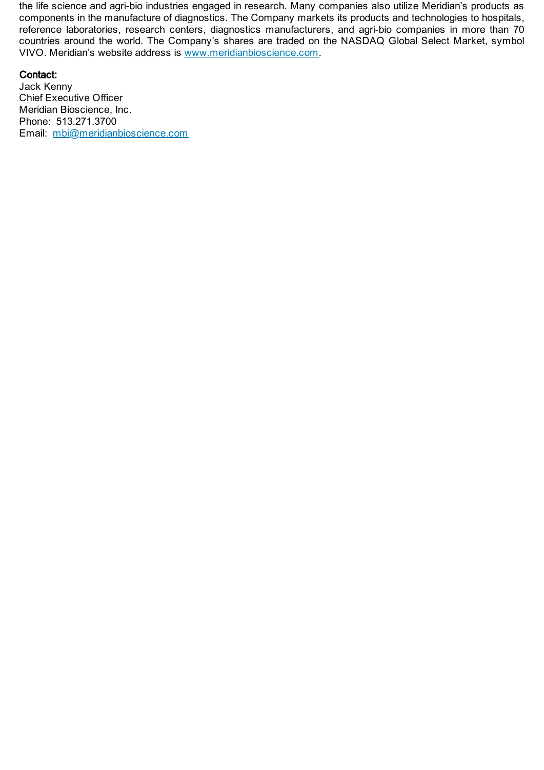the life science and agri-bio industries engaged in research. Many companies also utilize Meridian's products as components in the manufacture of diagnostics. The Company markets its products and technologies to hospitals, reference laboratories, research centers, diagnostics manufacturers, and agri-bio companies in more than 70 countries around the world. The Company's shares are traded on the NASDAQ Global Select Market, symbol VIVO. Meridian's website address is www.meridianbioscience.com.

**Contact:**
Jack Kenny
Chief Executive Officer
Meridian Bioscience, Inc.
Phone: 513.271.3700
Email: mbi@meridianbioscience.com